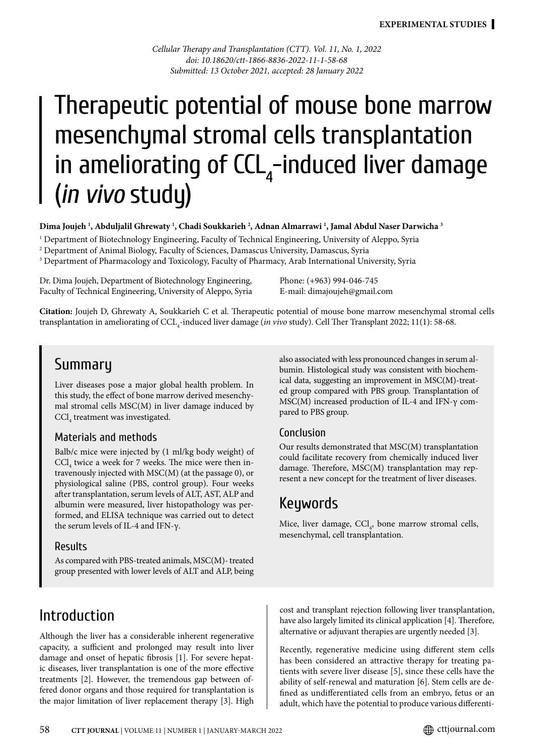Cellular Therapy and Transplantation (CTT). Vol. 11, No. 1, 2022
doi: 10.18620/ctt-1866-8836-2022-11-1-58-68
Submitted: 13 October 2021, accepted: 28 January 2022

# Therapeutic potential of mouse bone marrow mesenchymal stromal cells transplantation in ameliorating of $CCL_4$-induced liver damage (*in vivo* study)

**Dima Joujeh [1], Abduljalil Ghrewaty [1], Chadi Soukkarieh [2], Adnan Almarrawi [1], Jamal Abdul Naser Darwicha [3]**

[1] Department of Biotechnology Engineering, Faculty of Technical Engineering, University of Aleppo, Syria
[2] Department of Animal Biology, Faculty of Sciences, Damascus University, Damascus, Syria
[3] Department of Pharmacology and Toxicology, Faculty of Pharmacy, Arab International University, Syria

Dr. Dima Joujeh, Department of Biotechnology Engineering, Faculty of Technical Engineering, University of Aleppo, Syria
Phone: (+963) 994-046-745
E-mail: dimajoujeh@gmail.com

**Citation:** Joujeh D, Ghrewaty A, Soukkarieh C et al. Therapeutic potential of mouse bone marrow mesenchymal stromal cells transplantation in ameliorating of $CCL_4$-induced liver damage (*in vivo* study). Cell Ther Transplant 2022; 11(1): 58-68.

## Summary

Liver diseases pose a major global health problem. In this study, the effect of bone marrow derived mesenchymal stromal cells MSC(M) in liver damage induced by $CCl_4$ treatment was investigated.

### Materials and methods

Balb/c mice were injected by (1 ml/kg body weight) of $CCl_4$ twice a week for 7 weeks. The mice were then intravenously injected with MSC(M) (at the passage 0), or physiological saline (PBS, control group). Four weeks after transplantation, serum levels of ALT, AST, ALP and albumin were measured, liver histopathology was performed, and ELISA technique was carried out to detect the serum levels of IL-4 and IFN-γ.

### Results

As compared with PBS-treated animals, MSC(M)- treated group presented with lower levels of ALT and ALP, being also associated with less pronounced changes in serum albumin. Histological study was consistent with biochemical data, suggesting an improvement in MSC(M)-treated group compared with PBS group. Transplantation of MSC(M) increased production of IL-4 and IFN-γ compared to PBS group.

### Conclusion

Our results demonstrated that MSC(M) transplantation could facilitate recovery from chemically induced liver damage. Therefore, MSC(M) transplantation may represent a new concept for the treatment of liver diseases.

## Keywords

Mice, liver damage, $CCl_4$, bone marrow stromal cells, mesenchymal, cell transplantation.

## Introduction

Although the liver has a considerable inherent regenerative capacity, a sufficient and prolonged may result into liver damage and onset of hepatic fibrosis [1]. For severe hepatic diseases, liver transplantation is one of the more effective treatments [2]. However, the tremendous gap between offered donor organs and those required for transplantation is the major limitation of liver replacement therapy [3]. High cost and transplant rejection following liver transplantation, have also largely limited its clinical application [4]. Therefore, alternative or adjuvant therapies are urgently needed [3].

Recently, regenerative medicine using different stem cells has been considered an attractive therapy for treating patients with severe liver disease [5], since these cells have the ability of self-renewal and maturation [6]. Stem cells are defined as undifferentiated cells from an embryo, fetus or an adult, which have the potential to produce various differenti-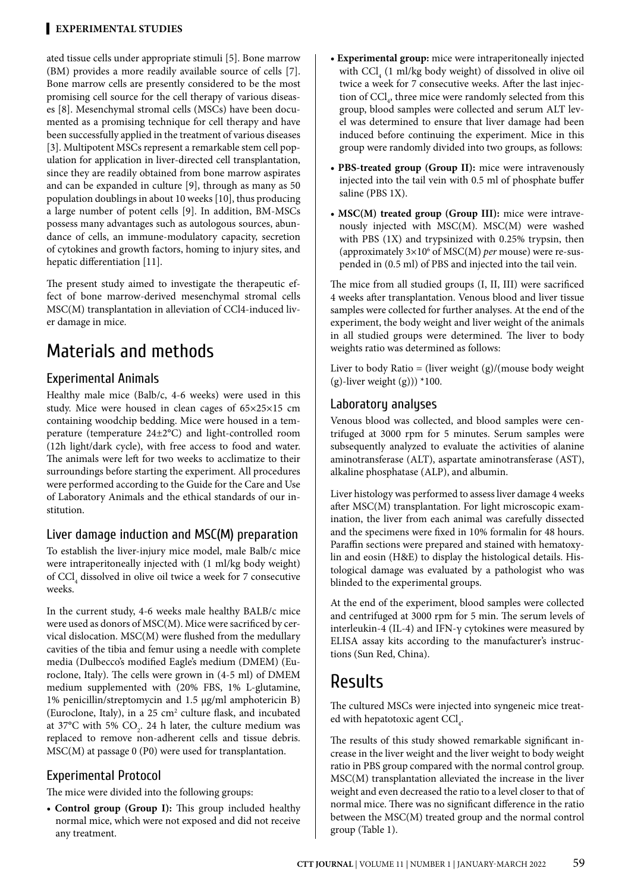ated tissue cells under appropriate stimuli [5]. Bone marrow (BM) provides a more readily available source of cells [7]. Bone marrow cells are presently considered to be the most promising cell source for the cell therapy of various diseases [8]. Mesenchymal stromal cells (MSCs) have been documented as a promising technique for cell therapy and have been successfully applied in the treatment of various diseases [3]. Multipotent MSCs represent a remarkable stem cell population for application in liver-directed cell transplantation, since they are readily obtained from bone marrow aspirates and can be expanded in culture [9], through as many as 50 population doublings in about 10 weeks [10], thus producing a large number of potent cells [9]. In addition, BM-MSCs possess many advantages such as autologous sources, abundance of cells, an immune-modulatory capacity, secretion of cytokines and growth factors, homing to injury sites, and hepatic differentiation [11].

The present study aimed to investigate the therapeutic effect of bone marrow-derived mesenchymal stromal cells MSC(M) transplantation in alleviation of CCl4-induced liver damage in mice.

# Materials and methods

## Experimental Animals

Healthy male mice (Balb/c, 4-6 weeks) were used in this study. Mice were housed in clean cages of 65×25×15 cm containing woodchip bedding. Mice were housed in a temperature (temperature 24±2°C) and light-controlled room (12h light/dark cycle), with free access to food and water. The animals were left for two weeks to acclimatize to their surroundings before starting the experiment. All procedures were performed according to the Guide for the Care and Use of Laboratory Animals and the ethical standards of our institution.

## Liver damage induction and MSC(M) preparation

To establish the liver-injury mice model, male Balb/c mice were intraperitoneally injected with (1 ml/kg body weight) of $CCl_4$ dissolved in olive oil twice a week for 7 consecutive weeks.

In the current study, 4-6 weeks male healthy BALB/c mice were used as donors of MSC(M). Mice were sacrificed by cervical dislocation. MSC(M) were flushed from the medullary cavities of the tibia and femur using a needle with complete media (Dulbecco's modified Eagle's medium (DMEM) (Euroclone, Italy). The cells were grown in (4-5 ml) of DMEM medium supplemented with (20% FBS, 1% L-glutamine, 1% penicillin/streptomycin and 1.5 µg/ml amphotericin B) (Euroclone, Italy), in a 25 $cm^2$ culture flask, and incubated at 37°C with 5% $CO_2$. 24 h later, the culture medium was replaced to remove non-adherent cells and tissue debris. MSC(M) at passage 0 (P0) were used for transplantation.

## Experimental Protocol

The mice were divided into the following groups:

- **Control group (Group I):** This group included healthy normal mice, which were not exposed and did not receive any treatment.
- **Experimental group:** mice were intraperitoneally injected with $CCl_4$ (1 ml/kg body weight) of dissolved in olive oil twice a week for 7 consecutive weeks. After the last injection of $CCl_4$, three mice were randomly selected from this group, blood samples were collected and serum ALT level was determined to ensure that liver damage had been induced before continuing the experiment. Mice in this group were randomly divided into two groups, as follows:
- **PBS-treated group (Group II):** mice were intravenously injected into the tail vein with 0.5 ml of phosphate buffer saline (PBS 1X).
- **MSC(M) treated group (Group III):** mice were intravenously injected with MSC(M). MSC(M) were washed with PBS (1X) and trypsinized with 0.25% trypsin, then (approximately $3×10^6$ of MSC(M) *per* mouse) were re-suspended in (0.5 ml) of PBS and injected into the tail vein.

The mice from all studied groups (I, II, III) were sacrificed 4 weeks after transplantation. Venous blood and liver tissue samples were collected for further analyses. At the end of the experiment, the body weight and liver weight of the animals in all studied groups were determined. The liver to body weights ratio was determined as follows:

Liver to body Ratio = (liver weight (g)/(mouse body weight (g)-liver weight (g))) *100.

## Laboratory analyses

Venous blood was collected, and blood samples were centrifuged at 3000 rpm for 5 minutes. Serum samples were subsequently analyzed to evaluate the activities of alanine aminotransferase (ALT), aspartate aminotransferase (AST), alkaline phosphatase (ALP), and albumin.

Liver histology was performed to assess liver damage 4 weeks after MSC(M) transplantation. For light microscopic examination, the liver from each animal was carefully dissected and the specimens were fixed in 10% formalin for 48 hours. Paraffin sections were prepared and stained with hematoxylin and eosin (H&E) to display the histological details. Histological damage was evaluated by a pathologist who was blinded to the experimental groups.

At the end of the experiment, blood samples were collected and centrifuged at 3000 rpm for 5 min. The serum levels of interleukin-4 (IL-4) and IFN-γ cytokines were measured by ELISA assay kits according to the manufacturer's instructions (Sun Red, China).

# Results

The cultured MSCs were injected into syngeneic mice treated with hepatotoxic agent $CCl_4$.

The results of this study showed remarkable significant increase in the liver weight and the liver weight to body weight ratio in PBS group compared with the normal control group. MSC(M) transplantation alleviated the increase in the liver weight and even decreased the ratio to a level closer to that of normal mice. There was no significant difference in the ratio between the MSC(M) treated group and the normal control group (Table 1).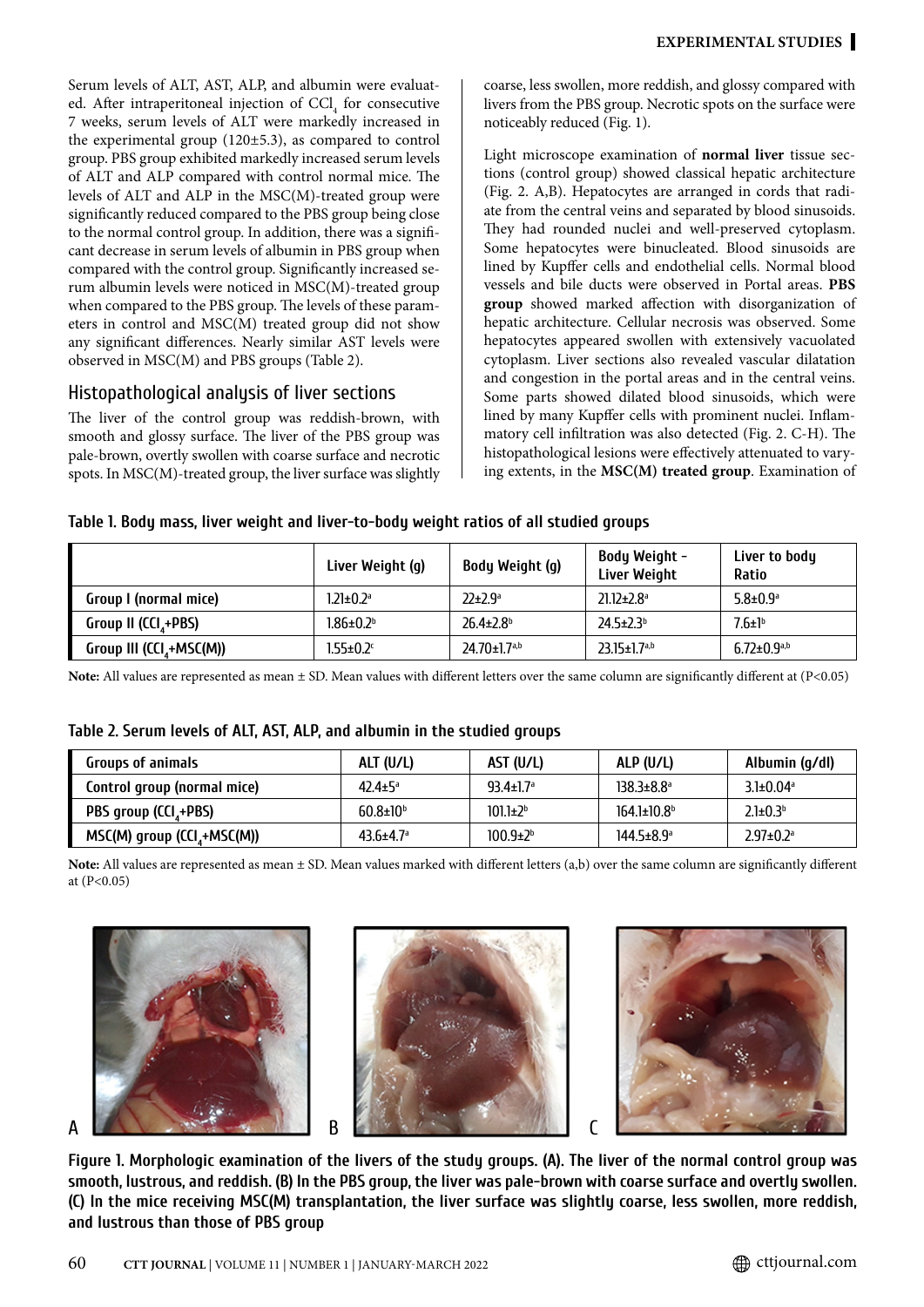Serum levels of ALT, AST, ALP, and albumin were evaluated. After intraperitoneal injection of $CCl_4$ for consecutive 7 weeks, serum levels of ALT were markedly increased in the experimental group (120±5.3), as compared to control group. PBS group exhibited markedly increased serum levels of ALT and ALP compared with control normal mice. The levels of ALT and ALP in the MSC(M)-treated group were significantly reduced compared to the PBS group being close to the normal control group. In addition, there was a significant decrease in serum levels of albumin in PBS group when compared with the control group. Significantly increased serum albumin levels were noticed in MSC(M)-treated group when compared to the PBS group. The levels of these parameters in control and MSC(M) treated group did not show any significant differences. Nearly similar AST levels were observed in MSC(M) and PBS groups (Table 2).

## Histopathological analysis of liver sections

The liver of the control group was reddish-brown, with smooth and glossy surface. The liver of the PBS group was pale-brown, overtly swollen with coarse surface and necrotic spots. In MSC(M)-treated group, the liver surface was slightly coarse, less swollen, more reddish, and glossy compared with livers from the PBS group. Necrotic spots on the surface were noticeably reduced (Fig. 1).

Light microscope examination of **normal liver** tissue sections (control group) showed classical hepatic architecture (Fig. 2. A,B). Hepatocytes are arranged in cords that radiate from the central veins and separated by blood sinusoids. They had rounded nuclei and well-preserved cytoplasm. Some hepatocytes were binucleated. Blood sinusoids are lined by Kupffer cells and endothelial cells. Normal blood vessels and bile ducts were observed in Portal areas. **PBS group** showed marked affection with disorganization of hepatic architecture. Cellular necrosis was observed. Some hepatocytes appeared swollen with extensively vacuolated cytoplasm. Liver sections also revealed vascular dilatation and congestion in the portal areas and in the central veins. Some parts showed dilated blood sinusoids, which were lined by many Kupffer cells with prominent nuclei. Inflammatory cell infiltration was also detected (Fig. 2. C-H). The histopathological lesions were effectively attenuated to varying extents, in the **MSC(M) treated group**. Examination of

**Table 1. Body mass, liver weight and liver-to-body weight ratios of all studied groups**

| | Liver Weight (g) | Body Weight (g) | Body Weight - Liver Weight | Liver to body Ratio |
|---|---|---|---|---|
| Group I (normal mice) | 1.21±0.2[a] | 22±2.9[a] | 21.12±2.8[a] | 5.8±0.9[a] |
| Group II ($CCl_4$+PBS) | 1.86±0.2[b] | 26.4±2.8[b] | 24.5±2.3[b] | 7.6±1[b] |
| Group III ($CCl_4$+MSC(M)) | 1.55±0.2[c] | 24.70±1.7[a,b] | 23.15±1.7[a,b] | 6.72±0.9[a,b] |

**Note:** All values are represented as mean ± SD. Mean values with different letters over the same column are significantly different at ($P<0.05$)

**Table 2. Serum levels of ALT, AST, ALP, and albumin in the studied groups**

| Groups of animals | ALT (U/L) | AST (U/L) | ALP (U/L) | Albumin (g/dl) |
|---|---|---|---|---|
| Control group (normal mice) | 42.4±5[a] | 93.4±1.7[a] | 138.3±8.8[a] | 3.1±0.04[a] |
| PBS group ($CCl_4$+PBS) | 60.8±10[b] | 101.1±2[b] | 164.1±10.8[b] | 2.1±0.3[b] |
| MSC(M) group ($CCl_4$+MSC(M)) | 43.6±4.7[a] | 100.9±2[b] | 144.5±8.9[a] | 2.97±0.2[a] |

**Note:** All values are represented as mean ± SD. Mean values marked with different letters (a,b) over the same column are significantly different at ($P<0.05$)

**Figure 1. Morphologic examination of the livers of the study groups. (A). The liver of the normal control group was smooth, lustrous, and reddish. (B) In the PBS group, the liver was pale-brown with coarse surface and overtly swollen. (C) In the mice receiving MSC(M) transplantation, the liver surface was slightly coarse, less swollen, more reddish, and lustrous than those of PBS group**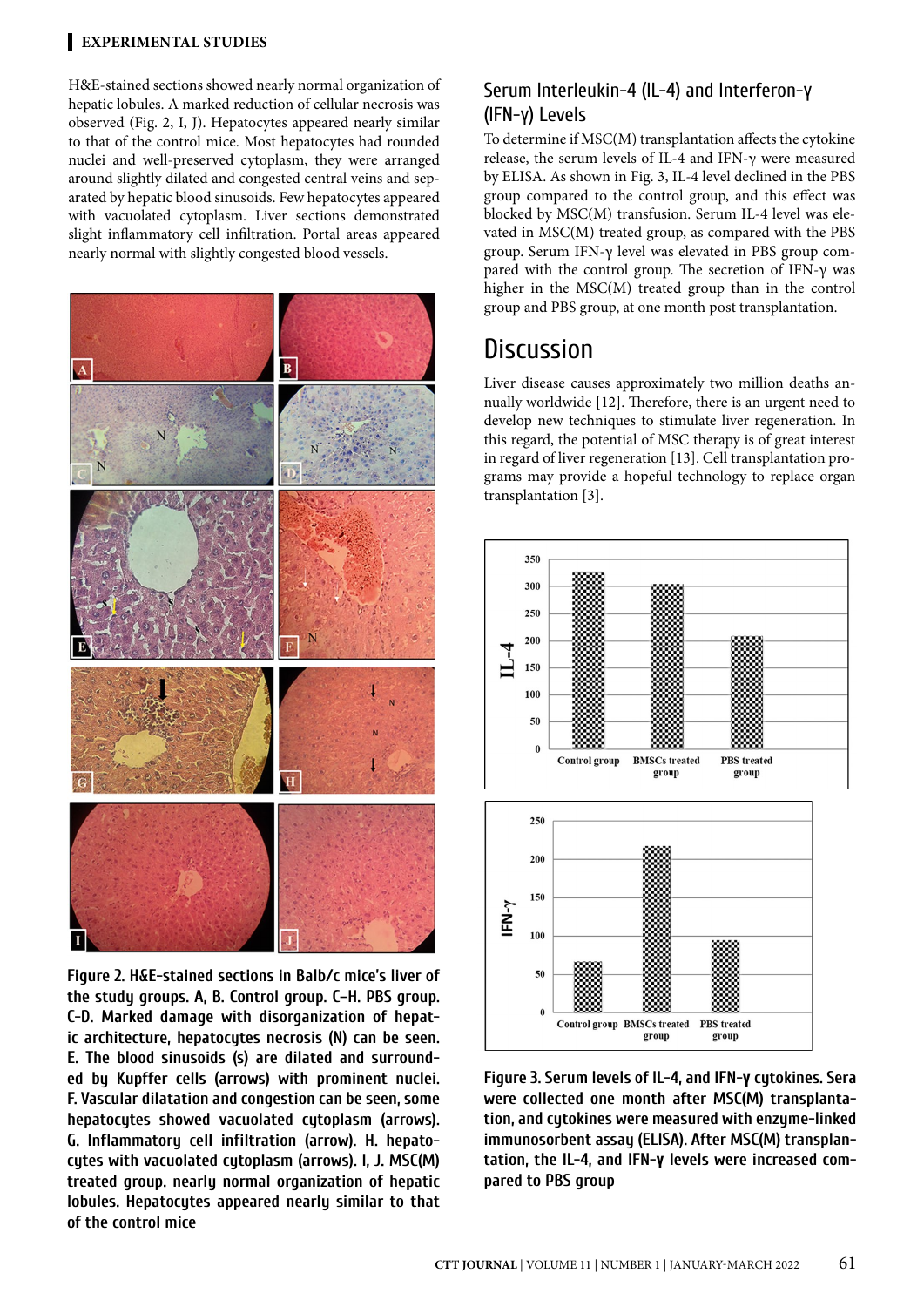H&E-stained sections showed nearly normal organization of hepatic lobules. A marked reduction of cellular necrosis was observed (Fig. 2, I, J). Hepatocytes appeared nearly similar to that of the control mice. Most hepatocytes had rounded nuclei and well-preserved cytoplasm, they were arranged around slightly dilated and congested central veins and separated by hepatic blood sinusoids. Few hepatocytes appeared with vacuolated cytoplasm. Liver sections demonstrated slight inflammatory cell infiltration. Portal areas appeared nearly normal with slightly congested blood vessels.

Figure 2. H&E-stained sections in Balb/c mice's liver of the study groups. A, B. Control group. C–H. PBS group. C-D. Marked damage with disorganization of hepatic architecture, hepatocytes necrosis (N) can be seen. E. The blood sinusoids (s) are dilated and surrounded by Kupffer cells (arrows) with prominent nuclei. F. Vascular dilatation and congestion can be seen, some hepatocytes showed vacuolated cytoplasm (arrows). G. Inflammatory cell infiltration (arrow). H. hepatocytes with vacuolated cytoplasm (arrows). I, J. MSC(M) treated group. nearly normal organization of hepatic lobules. Hepatocytes appeared nearly similar to that of the control mice

## Serum Interleukin-4 (IL-4) and Interferon-γ (IFN-γ) Levels

To determine if MSC(M) transplantation affects the cytokine release, the serum levels of IL-4 and IFN-γ were measured by ELISA. As shown in Fig. 3, IL-4 level declined in the PBS group compared to the control group, and this effect was blocked by MSC(M) transfusion. Serum IL-4 level was elevated in MSC(M) treated group, as compared with the PBS group. Serum IFN-γ level was elevated in PBS group compared with the control group. The secretion of IFN-γ was higher in the MSC(M) treated group than in the control group and PBS group, at one month post transplantation.

# Discussion

Liver disease causes approximately two million deaths annually worldwide [12]. Therefore, there is an urgent need to develop new techniques to stimulate liver regeneration. In this regard, the potential of MSC therapy is of great interest in regard of liver regeneration [13]. Cell transplantation programs may provide a hopeful technology to replace organ transplantation [3].

Figure 3. Serum levels of IL-4, and IFN-γ cytokines. Sera were collected one month after MSC(M) transplantation, and cytokines were measured with enzyme-linked immunosorbent assay (ELISA). After MSC(M) transplantation, the IL-4, and IFN-γ levels were increased compared to PBS group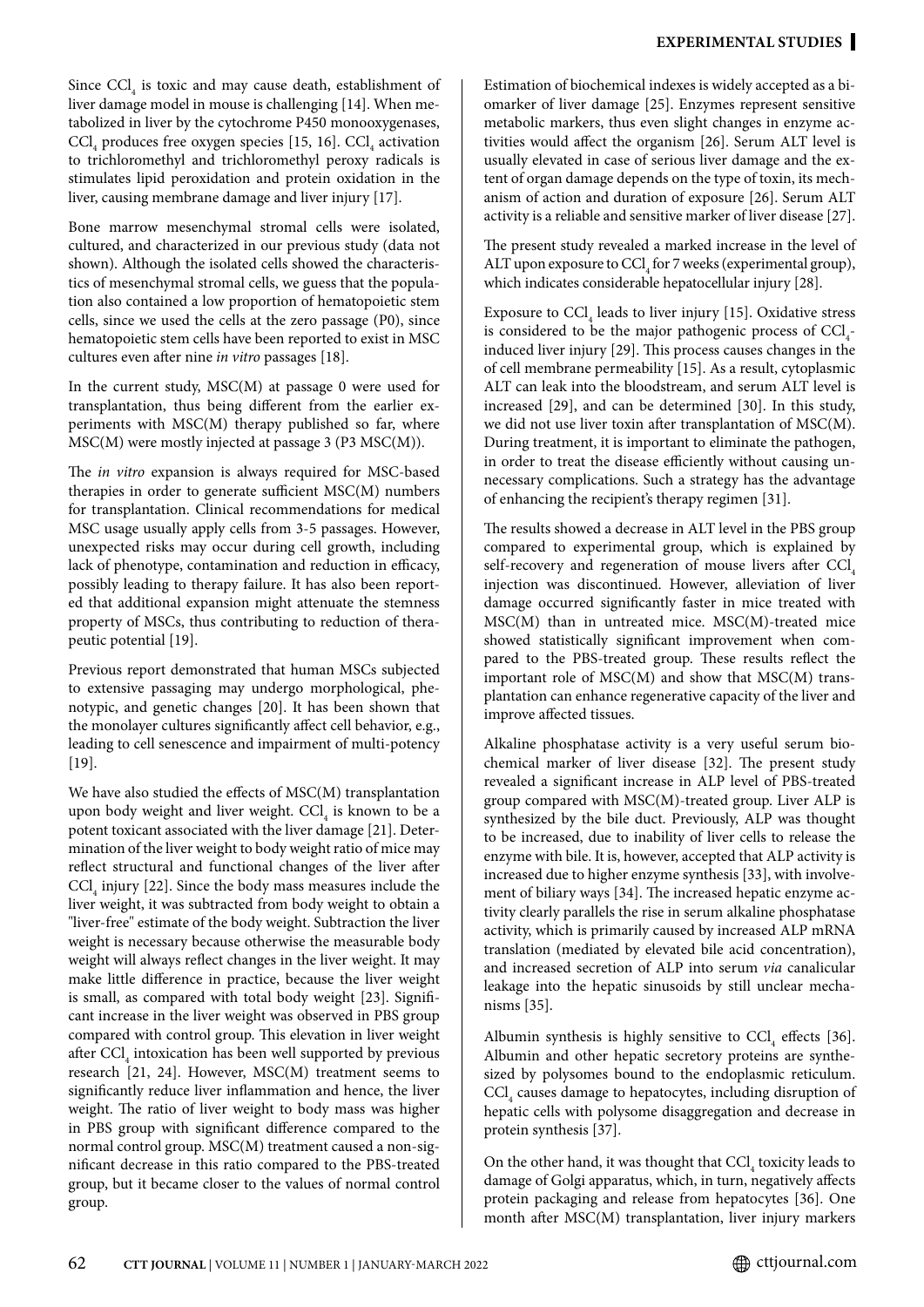Since $CCl_4$ is toxic and may cause death, establishment of liver damage model in mouse is challenging [14]. When metabolized in liver by the cytochrome P450 monooxygenases, $CCl_4$ produces free oxygen species [15, 16]. $CCl_4$ activation to trichloromethyl and trichloromethyl peroxy radicals is stimulates lipid peroxidation and protein oxidation in the liver, causing membrane damage and liver injury [17].

Bone marrow mesenchymal stromal cells were isolated, cultured, and characterized in our previous study (data not shown). Although the isolated cells showed the characteristics of mesenchymal stromal cells, we guess that the population also contained a low proportion of hematopoietic stem cells, since we used the cells at the zero passage (P0), since hematopoietic stem cells have been reported to exist in MSC cultures even after nine *in vitro* passages [18].

In the current study, MSC(M) at passage 0 were used for transplantation, thus being different from the earlier experiments with MSC(M) therapy published so far, where MSC(M) were mostly injected at passage 3 (P3 MSC(M)).

The *in vitro* expansion is always required for MSC-based therapies in order to generate sufficient MSC(M) numbers for transplantation. Clinical recommendations for medical MSC usage usually apply cells from 3-5 passages. However, unexpected risks may occur during cell growth, including lack of phenotype, contamination and reduction in efficacy, possibly leading to therapy failure. It has also been reported that additional expansion might attenuate the stemness property of MSCs, thus contributing to reduction of therapeutic potential [19].

Previous report demonstrated that human MSCs subjected to extensive passaging may undergo morphological, phenotypic, and genetic changes [20]. It has been shown that the monolayer cultures significantly affect cell behavior, e.g., leading to cell senescence and impairment of multi-potency [19].

We have also studied the effects of MSC(M) transplantation upon body weight and liver weight. $CCl_4$ is known to be a potent toxicant associated with the liver damage [21]. Determination of the liver weight to body weight ratio of mice may reflect structural and functional changes of the liver after $CCl_4$ injury [22]. Since the body mass measures include the liver weight, it was subtracted from body weight to obtain a "liver-free" estimate of the body weight. Subtraction the liver weight is necessary because otherwise the measurable body weight will always reflect changes in the liver weight. It may make little difference in practice, because the liver weight is small, as compared with total body weight [23]. Significant increase in the liver weight was observed in PBS group compared with control group. This elevation in liver weight after $CCl_4$ intoxication has been well supported by previous research [21, 24]. However, MSC(M) treatment seems to significantly reduce liver inflammation and hence, the liver weight. The ratio of liver weight to body mass was higher in PBS group with significant difference compared to the normal control group. MSC(M) treatment caused a non-significant decrease in this ratio compared to the PBS-treated group, but it became closer to the values of normal control group.

Estimation of biochemical indexes is widely accepted as a biomarker of liver damage [25]. Enzymes represent sensitive metabolic markers, thus even slight changes in enzyme activities would affect the organism [26]. Serum ALT level is usually elevated in case of serious liver damage and the extent of organ damage depends on the type of toxin, its mechanism of action and duration of exposure [26]. Serum ALT activity is a reliable and sensitive marker of liver disease [27].

The present study revealed a marked increase in the level of ALT upon exposure to $CCl_4$ for 7 weeks (experimental group), which indicates considerable hepatocellular injury [28].

Exposure to $CCl_4$ leads to liver injury [15]. Oxidative stress is considered to be the major pathogenic process of $CCl_4$-induced liver injury [29]. This process causes changes in the of cell membrane permeability [15]. As a result, cytoplasmic ALT can leak into the bloodstream, and serum ALT level is increased [29], and can be determined [30]. In this study, we did not use liver toxin after transplantation of MSC(M). During treatment, it is important to eliminate the pathogen, in order to treat the disease efficiently without causing unnecessary complications. Such a strategy has the advantage of enhancing the recipient's therapy regimen [31].

The results showed a decrease in ALT level in the PBS group compared to experimental group, which is explained by self-recovery and regeneration of mouse livers after $CCl_4$ injection was discontinued. However, alleviation of liver damage occurred significantly faster in mice treated with MSC(M) than in untreated mice. MSC(M)-treated mice showed statistically significant improvement when compared to the PBS-treated group. These results reflect the important role of MSC(M) and show that MSC(M) transplantation can enhance regenerative capacity of the liver and improve affected tissues.

Alkaline phosphatase activity is a very useful serum biochemical marker of liver disease [32]. The present study revealed a significant increase in ALP level of PBS-treated group compared with MSC(M)-treated group. Liver ALP is synthesized by the bile duct. Previously, ALP was thought to be increased, due to inability of liver cells to release the enzyme with bile. It is, however, accepted that ALP activity is increased due to higher enzyme synthesis [33], with involvement of biliary ways [34]. The increased hepatic enzyme activity clearly parallels the rise in serum alkaline phosphatase activity, which is primarily caused by increased ALP mRNA translation (mediated by elevated bile acid concentration), and increased secretion of ALP into serum *via* canalicular leakage into the hepatic sinusoids by still unclear mechanisms [35].

Albumin synthesis is highly sensitive to $CCl_4$ effects [36]. Albumin and other hepatic secretory proteins are synthesized by polysomes bound to the endoplasmic reticulum. $CCl_4$ causes damage to hepatocytes, including disruption of hepatic cells with polysome disaggregation and decrease in protein synthesis [37].

On the other hand, it was thought that $CCl_4$ toxicity leads to damage of Golgi apparatus, which, in turn, negatively affects protein packaging and release from hepatocytes [36]. One month after MSC(M) transplantation, liver injury markers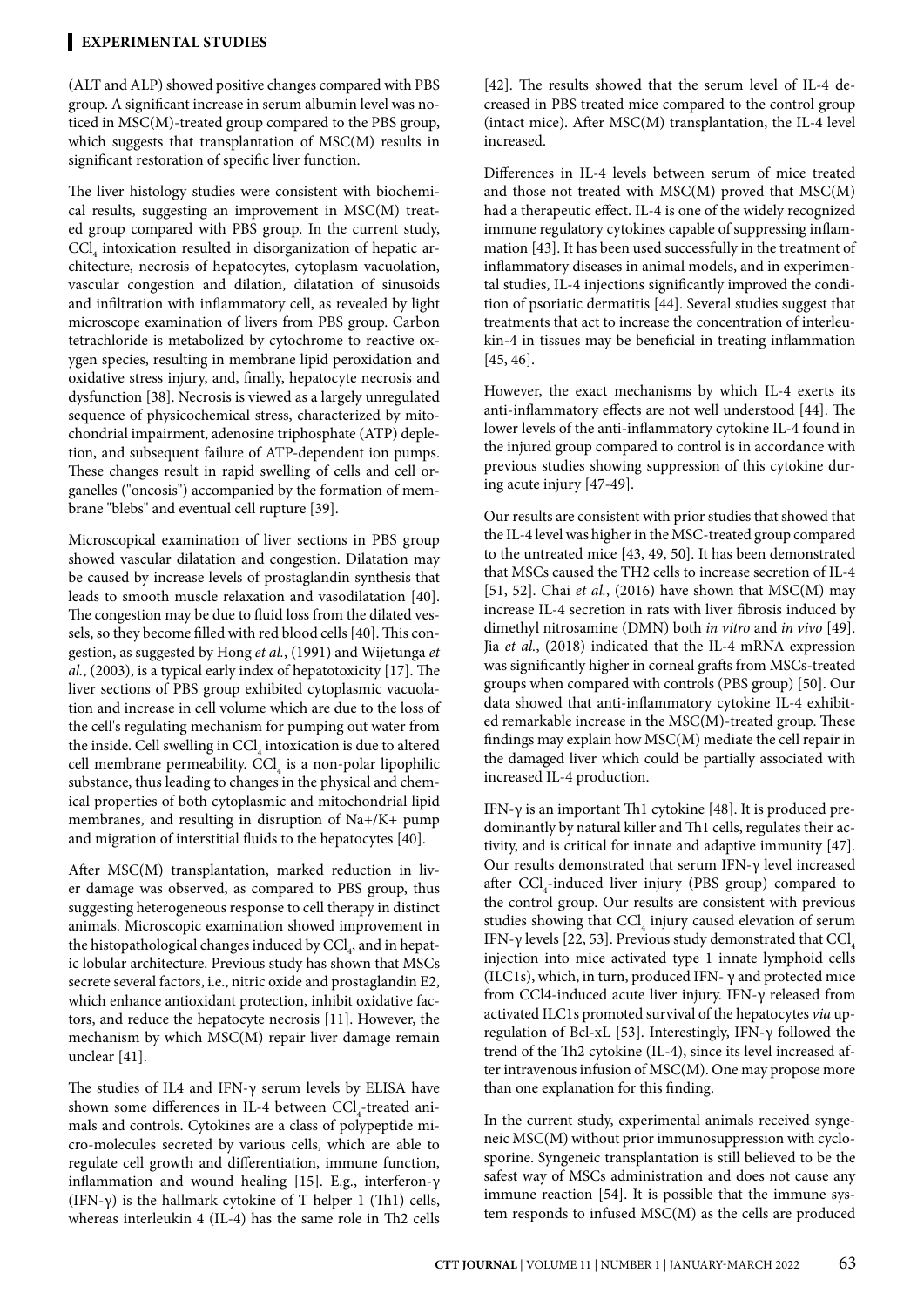(ALT and ALP) showed positive changes compared with PBS group. A significant increase in serum albumin level was noticed in MSC(M)-treated group compared to the PBS group, which suggests that transplantation of MSC(M) results in significant restoration of specific liver function.

The liver histology studies were consistent with biochemical results, suggesting an improvement in MSC(M) treated group compared with PBS group. In the current study, $CCl_4$ intoxication resulted in disorganization of hepatic architecture, necrosis of hepatocytes, cytoplasm vacuolation, vascular congestion and dilation, dilatation of sinusoids and infiltration with inflammatory cell, as revealed by light microscope examination of livers from PBS group. Carbon tetrachloride is metabolized by cytochrome to reactive oxygen species, resulting in membrane lipid peroxidation and oxidative stress injury, and, finally, hepatocyte necrosis and dysfunction [38]. Necrosis is viewed as a largely unregulated sequence of physicochemical stress, characterized by mitochondrial impairment, adenosine triphosphate (ATP) depletion, and subsequent failure of ATP-dependent ion pumps. These changes result in rapid swelling of cells and cell organelles ("oncosis") accompanied by the formation of membrane "blebs" and eventual cell rupture [39].

Microscopical examination of liver sections in PBS group showed vascular dilatation and congestion. Dilatation may be caused by increase levels of prostaglandin synthesis that leads to smooth muscle relaxation and vasodilatation [40]. The congestion may be due to fluid loss from the dilated vessels, so they become filled with red blood cells [40]. This congestion, as suggested by Hong *et al.*, (1991) and Wijetunga *et al.*, (2003), is a typical early index of hepatotoxicity [17]. The liver sections of PBS group exhibited cytoplasmic vacuolation and increase in cell volume which are due to the loss of the cell's regulating mechanism for pumping out water from the inside. Cell swelling in $CCl_4$ intoxication is due to altered cell membrane permeability. $CCl_4$ is a non-polar lipophilic substance, thus leading to changes in the physical and chemical properties of both cytoplasmic and mitochondrial lipid membranes, and resulting in disruption of $Na^+/K^+$ pump and migration of interstitial fluids to the hepatocytes [40].

After MSC(M) transplantation, marked reduction in liver damage was observed, as compared to PBS group, thus suggesting heterogeneous response to cell therapy in distinct animals. Microscopic examination showed improvement in the histopathological changes induced by $CCl_4$, and in hepatic lobular architecture. Previous study has shown that MSCs secrete several factors, i.e., nitric oxide and prostaglandin E2, which enhance antioxidant protection, inhibit oxidative factors, and reduce the hepatocyte necrosis [11]. However, the mechanism by which MSC(M) repair liver damage remain unclear [41].

The studies of IL4 and IFN-γ serum levels by ELISA have shown some differences in IL-4 between $CCl_4$-treated animals and controls. Cytokines are a class of polypeptide micro-molecules secreted by various cells, which are able to regulate cell growth and differentiation, immune function, inflammation and wound healing [15]. E.g., interferon-γ (IFN-γ) is the hallmark cytokine of T helper 1 (Th1) cells, whereas interleukin 4 (IL-4) has the same role in Th2 cells [42]. The results showed that the serum level of IL-4 decreased in PBS treated mice compared to the control group (intact mice). After MSC(M) transplantation, the IL-4 level increased.

Differences in IL-4 levels between serum of mice treated and those not treated with MSC(M) proved that MSC(M) had a therapeutic effect. IL-4 is one of the widely recognized immune regulatory cytokines capable of suppressing inflammation [43]. It has been used successfully in the treatment of inflammatory diseases in animal models, and in experimental studies, IL-4 injections significantly improved the condition of psoriatic dermatitis [44]. Several studies suggest that treatments that act to increase the concentration of interleukin-4 in tissues may be beneficial in treating inflammation [45, 46].

However, the exact mechanisms by which IL-4 exerts its anti-inflammatory effects are not well understood [44]. The lower levels of the anti-inflammatory cytokine IL-4 found in the injured group compared to control is in accordance with previous studies showing suppression of this cytokine during acute injury [47-49].

Our results are consistent with prior studies that showed that the IL-4 level was higher in the MSC-treated group compared to the untreated mice [43, 49, 50]. It has been demonstrated that MSCs caused the TH2 cells to increase secretion of IL-4 [51, 52]. Chai *et al.*, (2016) have shown that MSC(M) may increase IL-4 secretion in rats with liver fibrosis induced by dimethyl nitrosamine (DMN) both *in vitro* and *in vivo* [49]. Jia *et al.*, (2018) indicated that the IL-4 mRNA expression was significantly higher in corneal grafts from MSCs-treated groups when compared with controls (PBS group) [50]. Our data showed that anti-inflammatory cytokine IL-4 exhibited remarkable increase in the MSC(M)-treated group. These findings may explain how MSC(M) mediate the cell repair in the damaged liver which could be partially associated with increased IL-4 production.

IFN-γ is an important Th1 cytokine [48]. It is produced predominantly by natural killer and Th1 cells, regulates their activity, and is critical for innate and adaptive immunity [47]. Our results demonstrated that serum IFN-γ level increased after $CCl_4$-induced liver injury (PBS group) compared to the control group. Our results are consistent with previous studies showing that $CCl_4$ injury caused elevation of serum IFN-γ levels [22, 53]. Previous study demonstrated that $CCl_4$ injection into mice activated type 1 innate lymphoid cells (ILC1s), which, in turn, produced IFN- γ and protected mice from $CCl_4$-induced acute liver injury. IFN-γ released from activated ILC1s promoted survival of the hepatocytes *via* upregulation of Bcl-xL [53]. Interestingly, IFN-γ followed the trend of the Th2 cytokine (IL-4), since its level increased after intravenous infusion of MSC(M). One may propose more than one explanation for this finding.

In the current study, experimental animals received syngeneic MSC(M) without prior immunosuppression with cyclosporine. Syngeneic transplantation is still believed to be the safest way of MSCs administration and does not cause any immune reaction [54]. It is possible that the immune system responds to infused MSC(M) as the cells are produced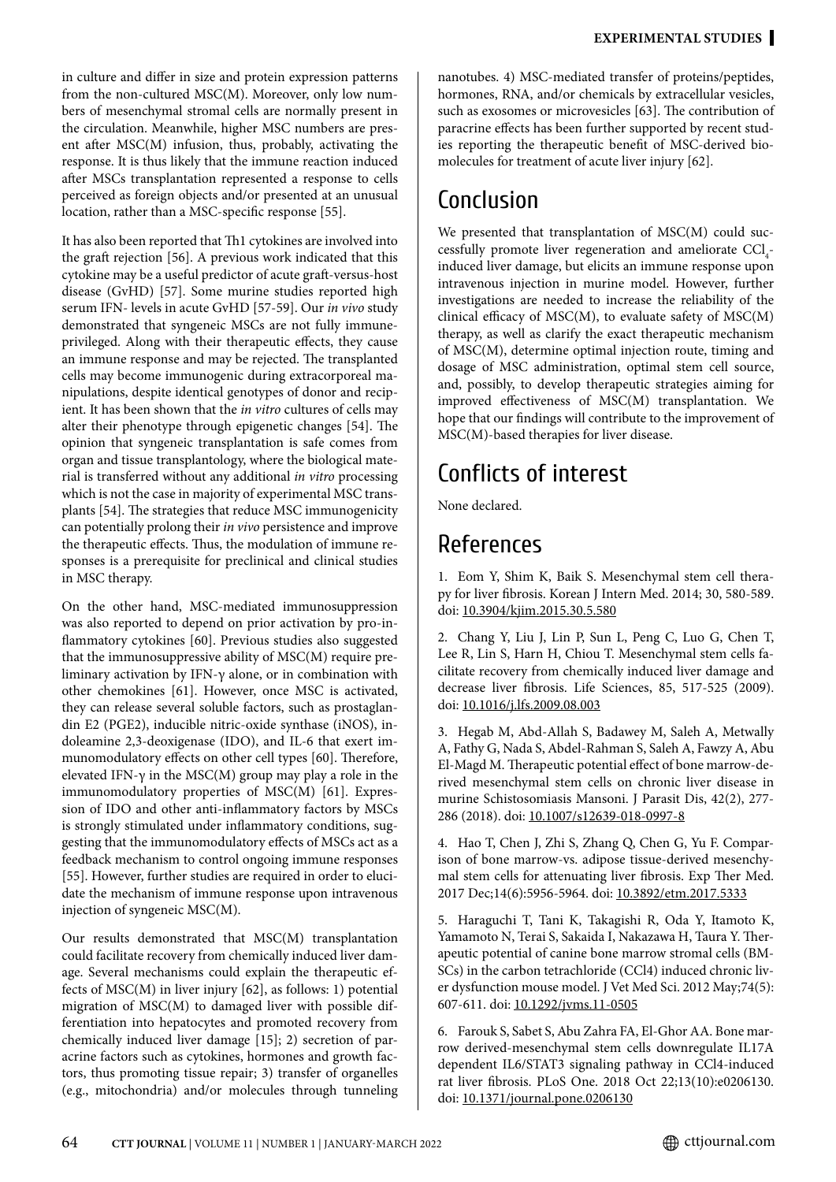in culture and differ in size and protein expression patterns from the non-cultured MSC(M). Moreover, only low numbers of mesenchymal stromal cells are normally present in the circulation. Meanwhile, higher MSC numbers are present after MSC(M) infusion, thus, probably, activating the response. It is thus likely that the immune reaction induced after MSCs transplantation represented a response to cells perceived as foreign objects and/or presented at an unusual location, rather than a MSC-specific response [55].

It has also been reported that Th1 cytokines are involved into the graft rejection [56]. A previous work indicated that this cytokine may be a useful predictor of acute graft-versus-host disease (GvHD) [57]. Some murine studies reported high serum IFN- levels in acute GvHD [57-59]. Our *in vivo* study demonstrated that syngeneic MSCs are not fully immune-privileged. Along with their therapeutic effects, they cause an immune response and may be rejected. The transplanted cells may become immunogenic during extracorporeal manipulations, despite identical genotypes of donor and recipient. It has been shown that the *in vitro* cultures of cells may alter their phenotype through epigenetic changes [54]. The opinion that syngeneic transplantation is safe comes from organ and tissue transplantology, where the biological material is transferred without any additional *in vitro* processing which is not the case in majority of experimental MSC transplants [54]. The strategies that reduce MSC immunogenicity can potentially prolong their *in vivo* persistence and improve the therapeutic effects. Thus, the modulation of immune responses is a prerequisite for preclinical and clinical studies in MSC therapy.

On the other hand, MSC-mediated immunosuppression was also reported to depend on prior activation by pro-inflammatory cytokines [60]. Previous studies also suggested that the immunosuppressive ability of MSC(M) require preliminary activation by IFN-γ alone, or in combination with other chemokines [61]. However, once MSC is activated, they can release several soluble factors, such as prostaglandin E2 (PGE2), inducible nitric-oxide synthase (iNOS), indoleamine 2,3-deoxigenase (IDO), and IL-6 that exert immunomodulatory effects on other cell types [60]. Therefore, elevated IFN-γ in the MSC(M) group may play a role in the immunomodulatory properties of MSC(M) [61]. Expression of IDO and other anti-inflammatory factors by MSCs is strongly stimulated under inflammatory conditions, suggesting that the immunomodulatory effects of MSCs act as a feedback mechanism to control ongoing immune responses [55]. However, further studies are required in order to elucidate the mechanism of immune response upon intravenous injection of syngeneic MSC(M).

Our results demonstrated that MSC(M) transplantation could facilitate recovery from chemically induced liver damage. Several mechanisms could explain the therapeutic effects of MSC(M) in liver injury [62], as follows: 1) potential migration of MSC(M) to damaged liver with possible differentiation into hepatocytes and promoted recovery from chemically induced liver damage [15]; 2) secretion of paracrine factors such as cytokines, hormones and growth factors, thus promoting tissue repair; 3) transfer of organelles (e.g., mitochondria) and/or molecules through tunneling nanotubes. 4) MSC-mediated transfer of proteins/peptides, hormones, RNA, and/or chemicals by extracellular vesicles, such as exosomes or microvesicles [63]. The contribution of paracrine effects has been further supported by recent studies reporting the therapeutic benefit of MSC-derived biomolecules for treatment of acute liver injury [62].

## Conclusion

We presented that transplantation of MSC(M) could successfully promote liver regeneration and ameliorate $CCl_4$-induced liver damage, but elicits an immune response upon intravenous injection in murine model. However, further investigations are needed to increase the reliability of the clinical efficacy of MSC(M), to evaluate safety of MSC(M) therapy, as well as clarify the exact therapeutic mechanism of MSC(M), determine optimal injection route, timing and dosage of MSC administration, optimal stem cell source, and, possibly, to develop therapeutic strategies aiming for improved effectiveness of MSC(M) transplantation. We hope that our findings will contribute to the improvement of MSC(M)-based therapies for liver disease.

## Conflicts of interest

None declared.

## References

1. Eom Y, Shim K, Baik S. Mesenchymal stem cell therapy for liver fibrosis. Korean J Intern Med. 2014; 30, 580-589. doi: 10.3904/kjim.2015.30.5.580

2. Chang Y, Liu J, Lin P, Sun L, Peng C, Luo G, Chen T, Lee R, Lin S, Harn H, Chiou T. Mesenchymal stem cells facilitate recovery from chemically induced liver damage and decrease liver fibrosis. Life Sciences, 85, 517-525 (2009). doi: 10.1016/j.lfs.2009.08.003

3. Hegab M, Abd-Allah S, Badawey M, Saleh A, Metwally A, Fathy G, Nada S, Abdel-Rahman S, Saleh A, Fawzy A, Abu El-Magd M. Therapeutic potential effect of bone marrow-derived mesenchymal stem cells on chronic liver disease in murine Schistosomiasis Mansoni. J Parasit Dis, 42(2), 277-286 (2018). doi: 10.1007/s12639-018-0997-8

4. Hao T, Chen J, Zhi S, Zhang Q, Chen G, Yu F. Comparison of bone marrow-vs. adipose tissue-derived mesenchymal stem cells for attenuating liver fibrosis. Exp Ther Med. 2017 Dec;14(6):5956-5964. doi: 10.3892/etm.2017.5333

5. Haraguchi T, Tani K, Takagishi R, Oda Y, Itamoto K, Yamamoto N, Terai S, Sakaida I, Nakazawa H, Taura Y. Therapeutic potential of canine bone marrow stromal cells (BMSCs) in the carbon tetrachloride (CCl4) induced chronic liver dysfunction mouse model. J Vet Med Sci. 2012 May;74(5): 607-611. doi: 10.1292/jvms.11-0505

6. Farouk S, Sabet S, Abu Zahra FA, El-Ghor AA. Bone marrow derived-mesenchymal stem cells downregulate IL17A dependent IL6/STAT3 signaling pathway in CCl4-induced rat liver fibrosis. PLoS One. 2018 Oct 22;13(10):e0206130. doi: 10.1371/journal.pone.0206130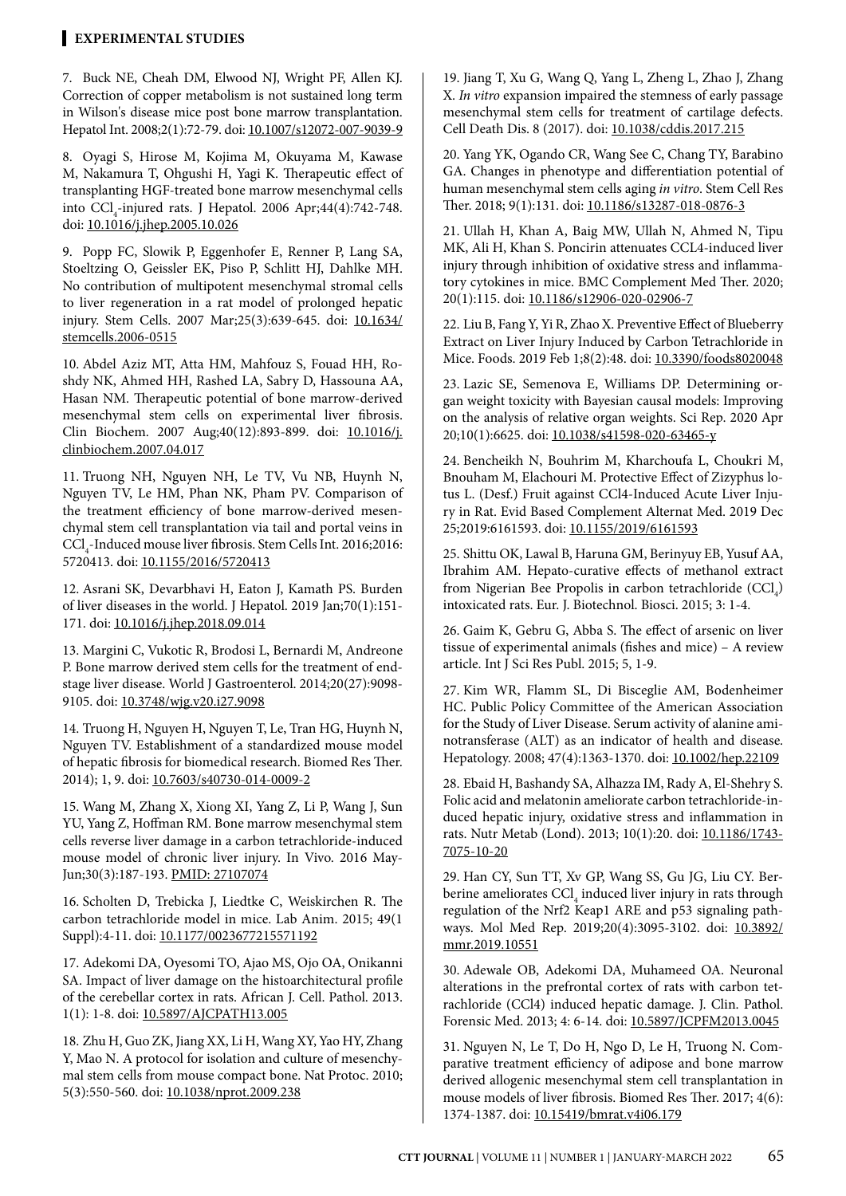7. Buck NE, Cheah DM, Elwood NJ, Wright PF, Allen KJ. Correction of copper metabolism is not sustained long term in Wilson's disease mice post bone marrow transplantation. Hepatol Int. 2008;2(1):72-79. doi: 10.1007/s12072-007-9039-9

8. Oyagi S, Hirose M, Kojima M, Okuyama M, Kawase M, Nakamura T, Ohgushi H, Yagi K. Therapeutic effect of transplanting HGF-treated bone marrow mesenchymal cells into $CCl_4$-injured rats. J Hepatol. 2006 Apr;44(4):742-748. doi: 10.1016/j.jhep.2005.10.026

9. Popp FC, Slowik P, Eggenhofer E, Renner P, Lang SA, Stoeltzing O, Geissler EK, Piso P, Schlitt HJ, Dahlke MH. No contribution of multipotent mesenchymal stromal cells to liver regeneration in a rat model of prolonged hepatic injury. Stem Cells. 2007 Mar;25(3):639-645. doi: 10.1634/stemcells.2006-0515

10. Abdel Aziz MT, Atta HM, Mahfouz S, Fouad HH, Roshdy NK, Ahmed HH, Rashed LA, Sabry D, Hassouna AA, Hasan NM. Therapeutic potential of bone marrow-derived mesenchymal stem cells on experimental liver fibrosis. Clin Biochem. 2007 Aug;40(12):893-899. doi: 10.1016/j.clinbiochem.2007.04.017

11. Truong NH, Nguyen NH, Le TV, Vu NB, Huynh N, Nguyen TV, Le HM, Phan NK, Pham PV. Comparison of the treatment efficiency of bone marrow-derived mesenchymal stem cell transplantation via tail and portal veins in $CCl_4$-Induced mouse liver fibrosis. Stem Cells Int. 2016;2016: 5720413. doi: 10.1155/2016/5720413

12. Asrani SK, Devarbhavi H, Eaton J, Kamath PS. Burden of liver diseases in the world. J Hepatol. 2019 Jan;70(1):151-171. doi: 10.1016/j.jhep.2018.09.014

13. Margini C, Vukotic R, Brodosi L, Bernardi M, Andreone P. Bone marrow derived stem cells for the treatment of end-stage liver disease. World J Gastroenterol. 2014;20(27):9098-9105. doi: 10.3748/wjg.v20.i27.9098

14. Truong H, Nguyen H, Nguyen T, Le, Tran HG, Huynh N, Nguyen TV. Establishment of a standardized mouse model of hepatic fibrosis for biomedical research. Biomed Res Ther. 2014); 1, 9. doi: 10.7603/s40730-014-0009-2

15. Wang M, Zhang X, Xiong XI, Yang Z, Li P, Wang J, Sun YU, Yang Z, Hoffman RM. Bone marrow mesenchymal stem cells reverse liver damage in a carbon tetrachloride-induced mouse model of chronic liver injury. In Vivo. 2016 May-Jun;30(3):187-193. PMID: 27107074

16. Scholten D, Trebicka J, Liedtke C, Weiskirchen R. The carbon tetrachloride model in mice. Lab Anim. 2015; 49(1 Suppl):4-11. doi: 10.1177/0023677215571192

17. Adekomi DA, Oyesomi TO, Ajao MS, Ojo OA, Onikanni SA. Impact of liver damage on the histoarchitectural profile of the cerebellar cortex in rats. African J. Cell. Pathol. 2013. 1(1): 1-8. doi: 10.5897/AJCPATH13.005

18. Zhu H, Guo ZK, Jiang XX, Li H, Wang XY, Yao HY, Zhang Y, Mao N. A protocol for isolation and culture of mesenchymal stem cells from mouse compact bone. Nat Protoc. 2010; 5(3):550-560. doi: 10.1038/nprot.2009.238

19. Jiang T, Xu G, Wang Q, Yang L, Zheng L, Zhao J, Zhang X. *In vitro* expansion impaired the stemness of early passage mesenchymal stem cells for treatment of cartilage defects. Cell Death Dis. 8 (2017). doi: 10.1038/cddis.2017.215

20. Yang YK, Ogando CR, Wang See C, Chang TY, Barabino GA. Changes in phenotype and differentiation potential of human mesenchymal stem cells aging *in vitro*. Stem Cell Res Ther. 2018; 9(1):131. doi: 10.1186/s13287-018-0876-3

21. Ullah H, Khan A, Baig MW, Ullah N, Ahmed N, Tipu MK, Ali H, Khan S. Poncirin attenuates CCL4-induced liver injury through inhibition of oxidative stress and inflammatory cytokines in mice. BMC Complement Med Ther. 2020; 20(1):115. doi: 10.1186/s12906-020-02906-7

22. Liu B, Fang Y, Yi R, Zhao X. Preventive Effect of Blueberry Extract on Liver Injury Induced by Carbon Tetrachloride in Mice. Foods. 2019 Feb 1;8(2):48. doi: 10.3390/foods8020048

23. Lazic SE, Semenova E, Williams DP. Determining organ weight toxicity with Bayesian causal models: Improving on the analysis of relative organ weights. Sci Rep. 2020 Apr 20;10(1):6625. doi: 10.1038/s41598-020-63465-y

24. Bencheikh N, Bouhrim M, Kharchoufa L, Choukri M, Bnouham M, Elachouri M. Protective Effect of Zizyphus lotus L. (Desf.) Fruit against CCl4-Induced Acute Liver Injury in Rat. Evid Based Complement Alternat Med. 2019 Dec 25;2019:6161593. doi: 10.1155/2019/6161593

25. Shittu OK, Lawal B, Haruna GM, Berinyuy EB, Yusuf AA, Ibrahim AM. Hepato-curative effects of methanol extract from Nigerian Bee Propolis in carbon tetrachloride ($CCl_4$) intoxicated rats. Eur. J. Biotechnol. Biosci. 2015; 3: 1-4.

26. Gaim K, Gebru G, Abba S. The effect of arsenic on liver tissue of experimental animals (fishes and mice) – A review article. Int J Sci Res Publ. 2015; 5, 1-9.

27. Kim WR, Flamm SL, Di Bisceglie AM, Bodenheimer HC. Public Policy Committee of the American Association for the Study of Liver Disease. Serum activity of alanine aminotransferase (ALT) as an indicator of health and disease. Hepatology. 2008; 47(4):1363-1370. doi: 10.1002/hep.22109

28. Ebaid H, Bashandy SA, Alhazza IM, Rady A, El-Shehry S. Folic acid and melatonin ameliorate carbon tetrachloride-induced hepatic injury, oxidative stress and inflammation in rats. Nutr Metab (Lond). 2013; 10(1):20. doi: 10.1186/1743-7075-10-20

29. Han CY, Sun TT, Xv GP, Wang SS, Gu JG, Liu CY. Berberine ameliorates $CCl_4$ induced liver injury in rats through regulation of the Nrf2 Keap1 ARE and p53 signaling pathways. Mol Med Rep. 2019;20(4):3095-3102. doi: 10.3892/mmr.2019.10551

30. Adewale OB, Adekomi DA, Muhameed OA. Neuronal alterations in the prefrontal cortex of rats with carbon tetrachloride (CCl4) induced hepatic damage. J. Clin. Pathol. Forensic Med. 2013; 4: 6-14. doi: 10.5897/JCPFM2013.0045

31. Nguyen N, Le T, Do H, Ngo D, Le H, Truong N. Comparative treatment efficiency of adipose and bone marrow derived allogenic mesenchymal stem cell transplantation in mouse models of liver fibrosis. Biomed Res Ther. 2017; 4(6): 1374-1387. doi: 10.15419/bmrat.v4i06.179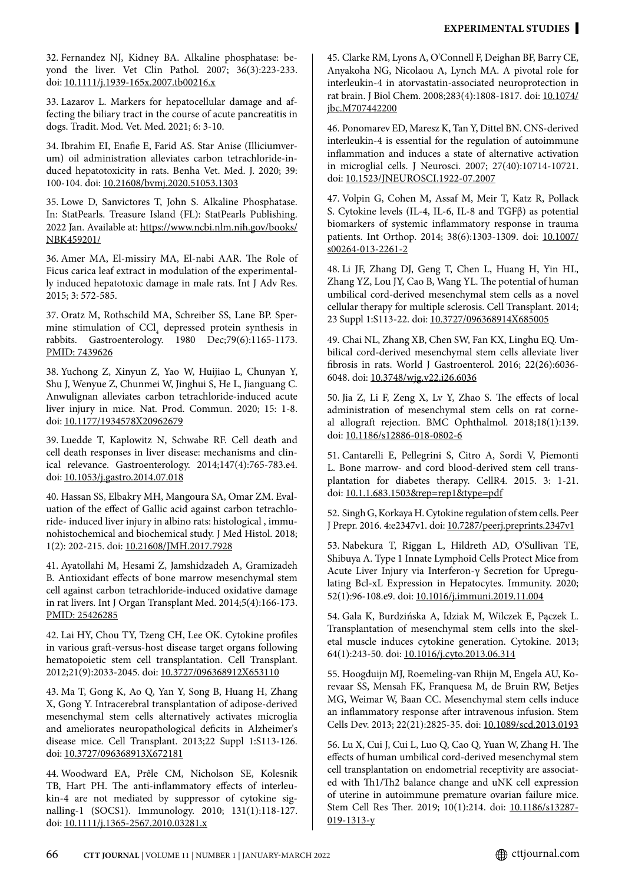32. Fernandez NJ, Kidney BA. Alkaline phosphatase: beyond the liver. Vet Clin Pathol. 2007; 36(3):223-233. doi: 10.1111/j.1939-165x.2007.tb00216.x

33. Lazarov L. Markers for hepatocellular damage and affecting the biliary tract in the course of acute pancreatitis in dogs. Tradit. Mod. Vet. Med. 2021; 6: 3-10.

34. Ibrahim EI, Enafie E, Farid AS. Star Anise (Illiciumverum) oil administration alleviates carbon tetrachloride-induced hepatotoxicity in rats. Benha Vet. Med. J. 2020; 39: 100-104. doi: 10.21608/bvmj.2020.51053.1303

35. Lowe D, Sanvictores T, John S. Alkaline Phosphatase. In: StatPearls. Treasure Island (FL): StatPearls Publishing. 2022 Jan. Available at: https://www.ncbi.nlm.nih.gov/books/NBK459201/

36. Amer MA, El-missiry MA, El-nabi AAR. The Role of Ficus carica leaf extract in modulation of the experimentally induced hepatotoxic damage in male rats. Int J Adv Res. 2015; 3: 572-585.

37. Oratz M, Rothschild MA, Schreiber SS, Lane BP. Spermine stimulation of $CCl_4$ depressed protein synthesis in rabbits. Gastroenterology. 1980 Dec;79(6):1165-1173. PMID: 7439626

38. Yuchong Z, Xinyun Z, Yao W, Huijiao L, Chunyan Y, Shu J, Wenyue Z, Chunmei W, Jinghui S, He L, Jianguang C. Anwulignan alleviates carbon tetrachloride-induced acute liver injury in mice. Nat. Prod. Commun. 2020; 15: 1-8. doi: 10.1177/1934578X20962679

39. Luedde T, Kaplowitz N, Schwabe RF. Cell death and cell death responses in liver disease: mechanisms and clinical relevance. Gastroenterology. 2014;147(4):765-783.e4. doi: 10.1053/j.gastro.2014.07.018

40. Hassan SS, Elbakry MH, Mangoura SA, Omar ZM. Evaluation of the effect of Gallic acid against carbon tetrachloride- induced liver injury in albino rats: histological , immunohistochemical and biochemical study. J Med Histol. 2018; 1(2): 202-215. doi: 10.21608/JMH.2017.7928

41. Ayatollahi M, Hesami Z, Jamshidzadeh A, Gramizadeh B. Antioxidant effects of bone marrow mesenchymal stem cell against carbon tetrachloride-induced oxidative damage in rat livers. Int J Organ Transplant Med. 2014;5(4):166-173. PMID: 25426285

42. Lai HY, Chou TY, Tzeng CH, Lee OK. Cytokine profiles in various graft-versus-host disease target organs following hematopoietic stem cell transplantation. Cell Transplant. 2012;21(9):2033-2045. doi: 10.3727/096368912X653110

43. Ma T, Gong K, Ao Q, Yan Y, Song B, Huang H, Zhang X, Gong Y. Intracerebral transplantation of adipose-derived mesenchymal stem cells alternatively activates microglia and ameliorates neuropathological deficits in Alzheimer's disease mice. Cell Transplant. 2013;22 Suppl 1:S113-126. doi: 10.3727/096368913X672181

44. Woodward EA, Prêle CM, Nicholson SE, Kolesnik TB, Hart PH. The anti-inflammatory effects of interleukin-4 are not mediated by suppressor of cytokine signalling-1 (SOCS1). Immunology. 2010; 131(1):118-127. doi: 10.1111/j.1365-2567.2010.03281.x

45. Clarke RM, Lyons A, O'Connell F, Deighan BF, Barry CE, Anyakoha NG, Nicolaou A, Lynch MA. A pivotal role for interleukin-4 in atorvastatin-associated neuroprotection in rat brain. J Biol Chem. 2008;283(4):1808-1817. doi: 10.1074/jbc.M707442200

46. Ponomarev ED, Maresz K, Tan Y, Dittel BN. CNS-derived interleukin-4 is essential for the regulation of autoimmune inflammation and induces a state of alternative activation in microglial cells. J Neurosci. 2007; 27(40):10714-10721. doi: 10.1523/JNEUROSCI.1922-07.2007

47. Volpin G, Cohen M, Assaf M, Meir T, Katz R, Pollack S. Cytokine levels (IL-4, IL-6, IL-8 and TGFβ) as potential biomarkers of systemic inflammatory response in trauma patients. Int Orthop. 2014; 38(6):1303-1309. doi: 10.1007/s00264-013-2261-2

48. Li JF, Zhang DJ, Geng T, Chen L, Huang H, Yin HL, Zhang YZ, Lou JY, Cao B, Wang YL. The potential of human umbilical cord-derived mesenchymal stem cells as a novel cellular therapy for multiple sclerosis. Cell Transplant. 2014; 23 Suppl 1:S113-22. doi: 10.3727/096368914X685005

49. Chai NL, Zhang XB, Chen SW, Fan KX, Linghu EQ. Umbilical cord-derived mesenchymal stem cells alleviate liver fibrosis in rats. World J Gastroenterol. 2016; 22(26):6036-6048. doi: 10.3748/wjg.v22.i26.6036

50. Jia Z, Li F, Zeng X, Lv Y, Zhao S. The effects of local administration of mesenchymal stem cells on rat corneal allograft rejection. BMC Ophthalmol. 2018;18(1):139. doi: 10.1186/s12886-018-0802-6

51. Cantarelli E, Pellegrini S, Citro A, Sordi V, Piemonti L. Bone marrow- and cord blood-derived stem cell transplantation for diabetes therapy. CellR4. 2015. 3: 1-21. doi: 10.1.1.683.1503&rep=rep1&type=pdf

52. Singh G, Korkaya H. Cytokine regulation of stem cells. Peer J Prepr. 2016. 4:e2347v1. doi: 10.7287/peerj.preprints.2347v1

53. Nabekura T, Riggan L, Hildreth AD, O'Sullivan TE, Shibuya A. Type 1 Innate Lymphoid Cells Protect Mice from Acute Liver Injury via Interferon-γ Secretion for Upregulating Bcl-xL Expression in Hepatocytes. Immunity. 2020; 52(1):96-108.e9. doi: 10.1016/j.immuni.2019.11.004

54. Gala K, Burdzińska A, Idziak M, Wilczek E, Pączek L. Transplantation of mesenchymal stem cells into the skeletal muscle induces cytokine generation. Cytokine. 2013; 64(1):243-50. doi: 10.1016/j.cyto.2013.06.314

55. Hoogduijn MJ, Roemeling-van Rhijn M, Engela AU, Korevaar SS, Mensah FK, Franquesa M, de Bruin RW, Betjes MG, Weimar W, Baan CC. Mesenchymal stem cells induce an inflammatory response after intravenous infusion. Stem Cells Dev. 2013; 22(21):2825-35. doi: 10.1089/scd.2013.0193

56. Lu X, Cui J, Cui L, Luo Q, Cao Q, Yuan W, Zhang H. The effects of human umbilical cord-derived mesenchymal stem cell transplantation on endometrial receptivity are associated with Th1/Th2 balance change and uNK cell expression of uterine in autoimmune premature ovarian failure mice. Stem Cell Res Ther. 2019; 10(1):214. doi: 10.1186/s13287-019-1313-y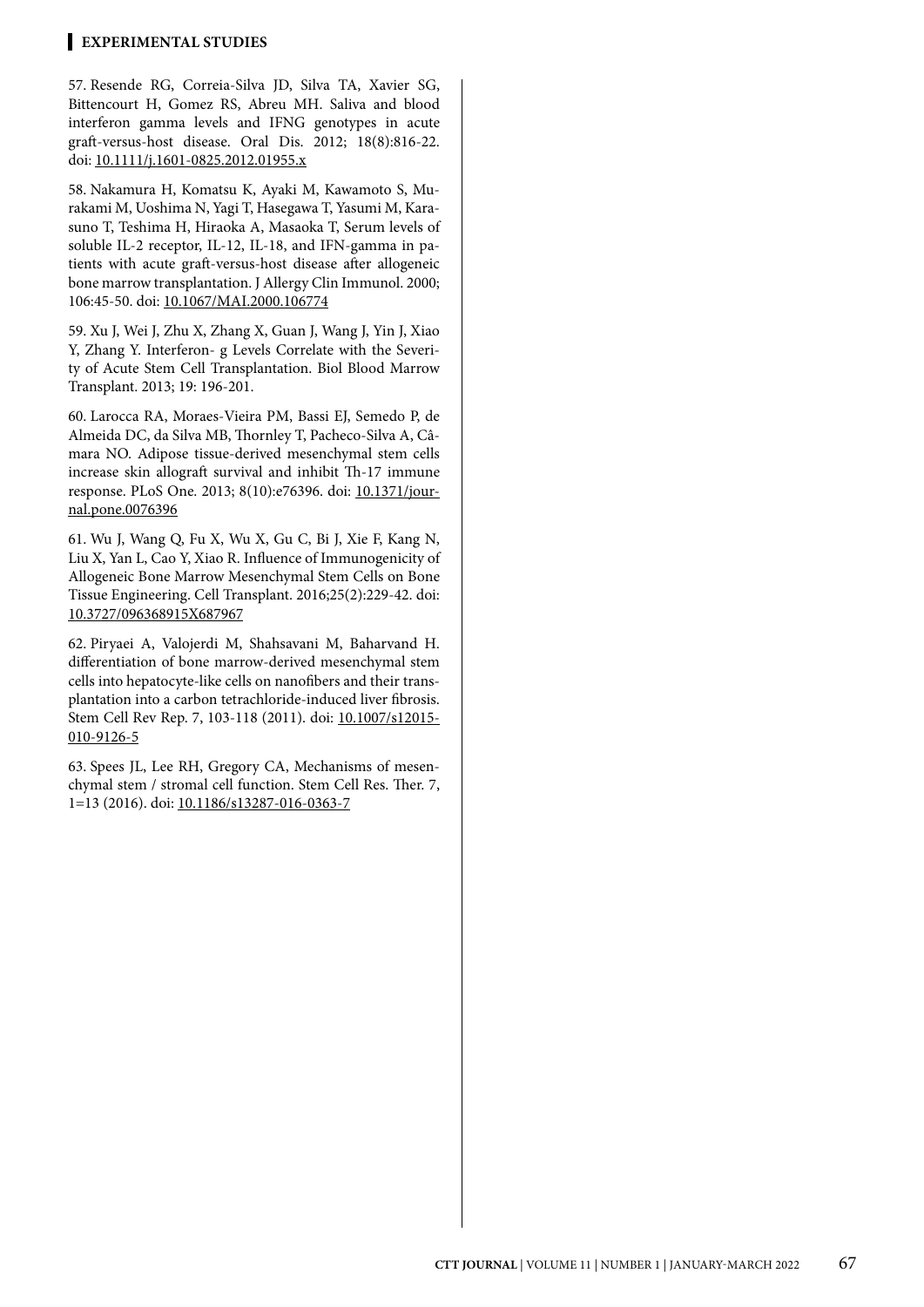57. Resende RG, Correia-Silva JD, Silva TA, Xavier SG, Bittencourt H, Gomez RS, Abreu MH. Saliva and blood interferon gamma levels and IFNG genotypes in acute graft-versus-host disease. Oral Dis. 2012; 18(8):816-22. doi: 10.1111/j.1601-0825.2012.01955.x

58. Nakamura H, Komatsu K, Ayaki M, Kawamoto S, Murakami M, Uoshima N, Yagi T, Hasegawa T, Yasumi M, Karasuno T, Teshima H, Hiraoka A, Masaoka T, Serum levels of soluble IL-2 receptor, IL-12, IL-18, and IFN-gamma in patients with acute graft-versus-host disease after allogeneic bone marrow transplantation. J Allergy Clin Immunol. 2000; 106:45-50. doi: 10.1067/MAI.2000.106774

59. Xu J, Wei J, Zhu X, Zhang X, Guan J, Wang J, Yin J, Xiao Y, Zhang Y. Interferon- g Levels Correlate with the Severity of Acute Stem Cell Transplantation. Biol Blood Marrow Transplant. 2013; 19: 196-201.

60. Larocca RA, Moraes-Vieira PM, Bassi EJ, Semedo P, de Almeida DC, da Silva MB, Thornley T, Pacheco-Silva A, Câmara NO. Adipose tissue-derived mesenchymal stem cells increase skin allograft survival and inhibit Th-17 immune response. PLoS One. 2013; 8(10):e76396. doi: 10.1371/journal.pone.0076396

61. Wu J, Wang Q, Fu X, Wu X, Gu C, Bi J, Xie F, Kang N, Liu X, Yan L, Cao Y, Xiao R. Influence of Immunogenicity of Allogeneic Bone Marrow Mesenchymal Stem Cells on Bone Tissue Engineering. Cell Transplant. 2016;25(2):229-42. doi: 10.3727/096368915X687967

62. Piryaei A, Valojerdi M, Shahsavani M, Baharvand H. differentiation of bone marrow-derived mesenchymal stem cells into hepatocyte-like cells on nanofibers and their transplantation into a carbon tetrachloride-induced liver fibrosis. Stem Cell Rev Rep. 7, 103-118 (2011). doi: 10.1007/s12015-010-9126-5

63. Spees JL, Lee RH, Gregory CA, Mechanisms of mesenchymal stem / stromal cell function. Stem Cell Res. Ther. 7, 1=13 (2016). doi: 10.1186/s13287-016-0363-7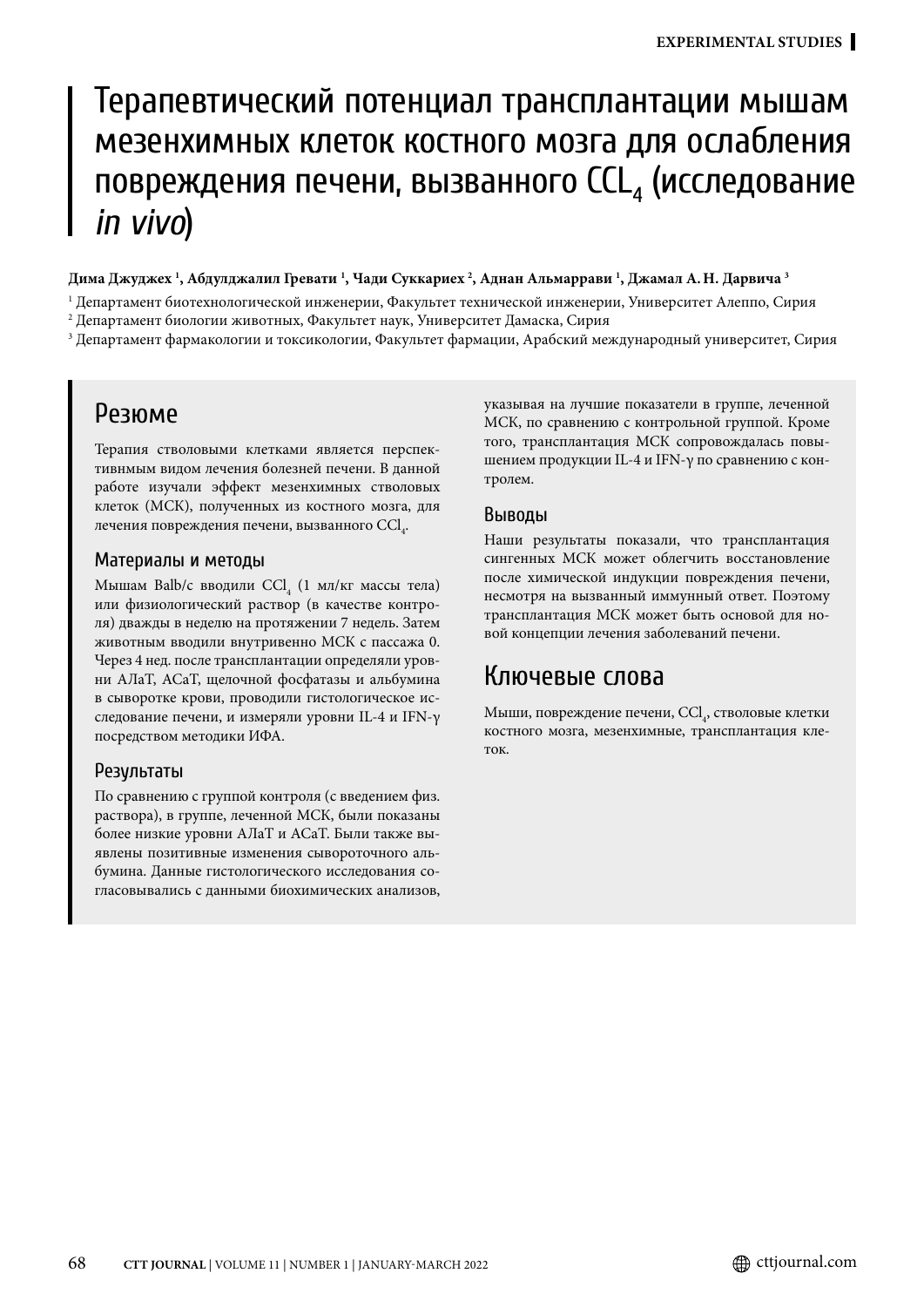# Терапевтический потенциал трансплантации мышам мезенхимных клеток костного мозга для ослабления повреждения печени, вызванного $CCL_4$ (исследование *in vivo*)

**Дима Джуджех [1], Абдулджалил Гревати [1], Чади Суккариех [2], Аднан Альмаррави [1], Джамал А. Н. Дарвича [3]**

[1] Департамент биотехнологической инженерии, Факультет технической инженерии, Университет Алеппо, Сирия

[2] Департамент биологии животных, Факультет наук, Университет Дамаска, Сирия

[3] Департамент фармакологии и токсикологии, Факультет фармации, Арабский международный университет, Сирия

## Резюме

Терапия стволовыми клетками является перспективным видом лечения болезней печени. В данной работе изучали эффект мезенхимных стволовых клеток (МСК), полученных из костного мозга, для лечения повреждения печени, вызванного $CCl_4$.

### Материалы и методы

Мышам Balb/c вводили $CCl_4$ (1 мл/кг массы тела) или физиологический раствор (в качестве контроля) дважды в неделю на протяжении 7 недель. Затем животным вводили внутривенно МСК с пассажа 0. Через 4 нед. после трансплантации определяли уровни АЛаТ, АСаТ, щелочной фосфатазы и альбумина в сыворотке крови, проводили гистологическое исследование печени, и измеряли уровни IL-4 и IFN-γ посредством методики ИФА.

### Результаты

По сравнению с группой контроля (с введением физ. раствора), в группе, леченной МСК, были показаны более низкие уровни АЛаТ и АСаТ. Были также выявлены позитивные изменения сывороточного альбумина. Данные гистологического исследования согласовывались с данными биохимических анализов, указывая на лучшие показатели в группе, леченной МСК, по сравнению с контрольной группой. Кроме того, трансплантация МСК сопровождалась повышением продукции IL-4 и IFN-γ по сравнению с контролем.

### Выводы

Наши результаты показали, что трансплантация сингенных МСК может облегчить восстановление после химической индукции повреждения печени, несмотря на вызванный иммунный ответ. Поэтому трансплантация МСК может быть основой для новой концепции лечения заболеваний печени.

## Ключевые слова

Мыши, повреждение печени, $CCl_4$, стволовые клетки костного мозга, мезенхимные, трансплантация клеток.